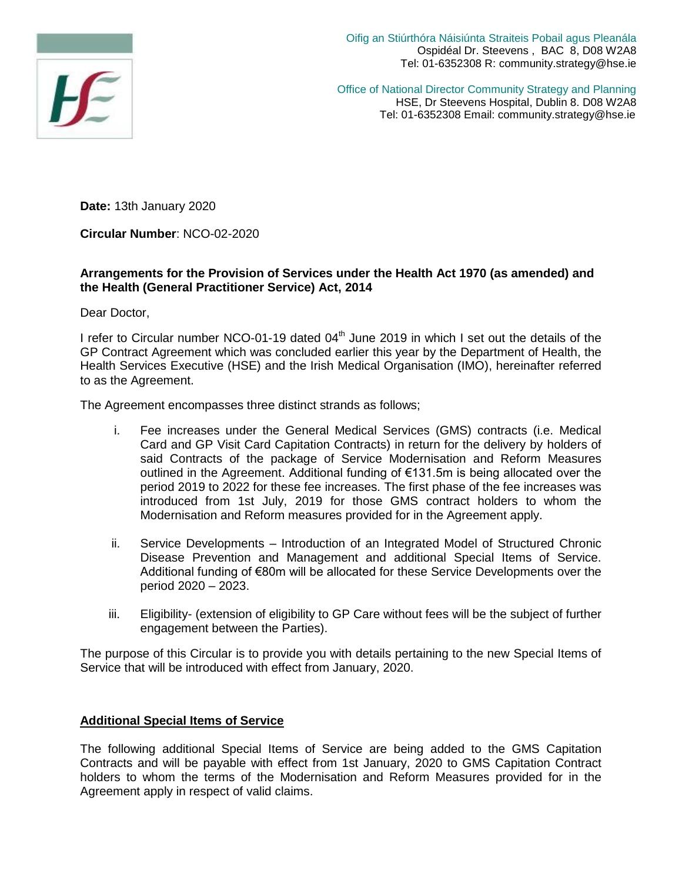Oifig an Stiúrthóra Náisiúnta Straiteis Pobail agus Pleanála
Ospidéal Dr. Steevens , BAC 8, D08 W2A8
Tel: 01-6352308 R: community.strategy@hse.ie

Office of National Director Community Strategy and Planning
HSE, Dr Steevens Hospital, Dublin 8. D08 W2A8
Tel: 01-6352308 Email: community.strategy@hse.ie

**Date:** 13th January 2020

**Circular Number**: NCO-02-2020

**Arrangements for the Provision of Services under the Health Act 1970 (as amended) and the Health (General Practitioner Service) Act, 2014**

Dear Doctor,

I refer to Circular number NCO-01-19 dated 04th June 2019 in which I set out the details of the GP Contract Agreement which was concluded earlier this year by the Department of Health, the Health Services Executive (HSE) and the Irish Medical Organisation (IMO), hereinafter referred to as the Agreement.

The Agreement encompasses three distinct strands as follows;

i. Fee increases under the General Medical Services (GMS) contracts (i.e. Medical Card and GP Visit Card Capitation Contracts) in return for the delivery by holders of said Contracts of the package of Service Modernisation and Reform Measures outlined in the Agreement. Additional funding of €131.5m is being allocated over the period 2019 to 2022 for these fee increases. The first phase of the fee increases was introduced from 1st July, 2019 for those GMS contract holders to whom the Modernisation and Reform measures provided for in the Agreement apply.

ii. Service Developments – Introduction of an Integrated Model of Structured Chronic Disease Prevention and Management and additional Special Items of Service. Additional funding of €80m will be allocated for these Service Developments over the period 2020 – 2023.

iii. Eligibility- (extension of eligibility to GP Care without fees will be the subject of further engagement between the Parties).

The purpose of this Circular is to provide you with details pertaining to the new Special Items of Service that will be introduced with effect from January, 2020.

**<u>Additional Special Items of Service</u>**

The following additional Special Items of Service are being added to the GMS Capitation Contracts and will be payable with effect from 1st January, 2020 to GMS Capitation Contract holders to whom the terms of the Modernisation and Reform Measures provided for in the Agreement apply in respect of valid claims.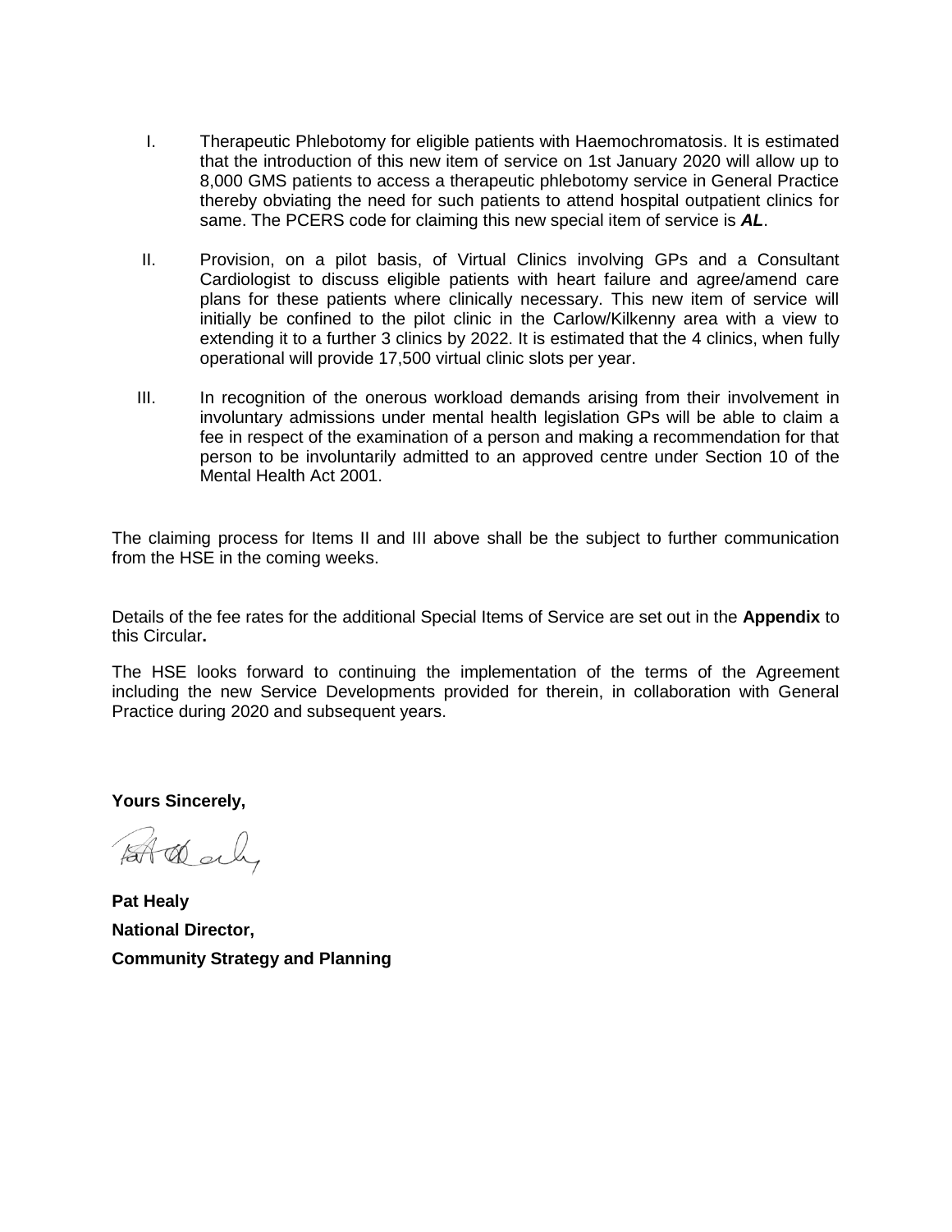I. Therapeutic Phlebotomy for eligible patients with Haemochromatosis. It is estimated that the introduction of this new item of service on 1st January 2020 will allow up to 8,000 GMS patients to access a therapeutic phlebotomy service in General Practice thereby obviating the need for such patients to attend hospital outpatient clinics for same. The PCERS code for claiming this new special item of service is ***AL***.

II. Provision, on a pilot basis, of Virtual Clinics involving GPs and a Consultant Cardiologist to discuss eligible patients with heart failure and agree/amend care plans for these patients where clinically necessary. This new item of service will initially be confined to the pilot clinic in the Carlow/Kilkenny area with a view to extending it to a further 3 clinics by 2022. It is estimated that the 4 clinics, when fully operational will provide 17,500 virtual clinic slots per year.

III. In recognition of the onerous workload demands arising from their involvement in involuntary admissions under mental health legislation GPs will be able to claim a fee in respect of the examination of a person and making a recommendation for that person to be involuntarily admitted to an approved centre under Section 10 of the Mental Health Act 2001.

The claiming process for Items II and III above shall be the subject to further communication from the HSE in the coming weeks.

Details of the fee rates for the additional Special Items of Service are set out in the **Appendix** to this Circular**.**

The HSE looks forward to continuing the implementation of the terms of the Agreement including the new Service Developments provided for therein, in collaboration with General Practice during 2020 and subsequent years.

**Yours Sincerely,**

**Pat Healy**

**National Director,**

**Community Strategy and Planning**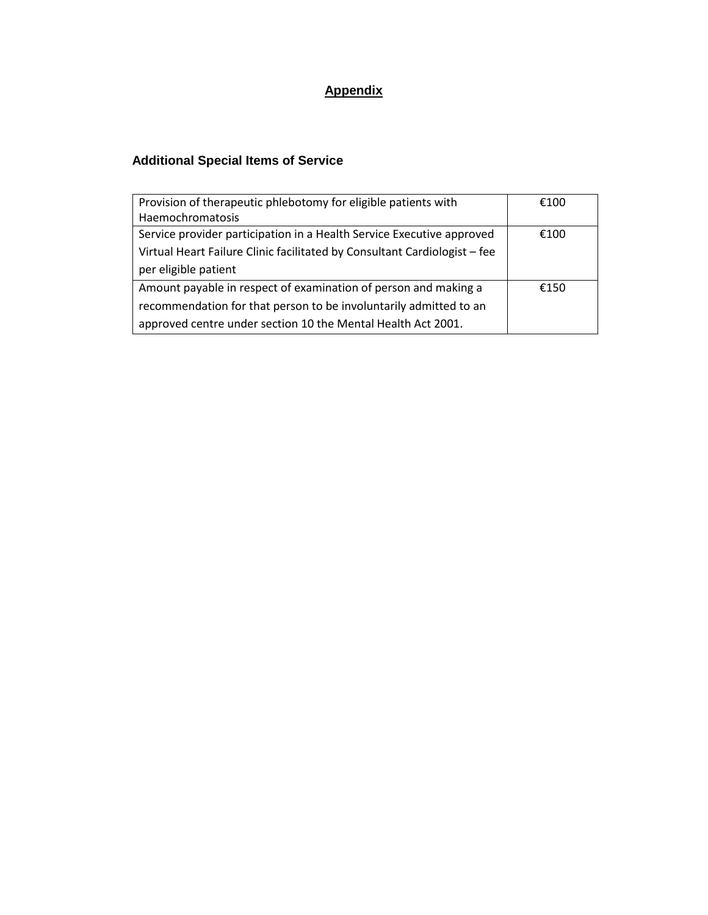# Appendix

## Additional Special Items of Service

| | |
|---|---|
| Provision of therapeutic phlebotomy for eligible patients with Haemochromatosis | €100 |
| Service provider participation in a Health Service Executive approved Virtual Heart Failure Clinic facilitated by Consultant Cardiologist – fee per eligible patient | €100 |
| Amount payable in respect of examination of person and making a recommendation for that person to be involuntarily admitted to an approved centre under section 10 the Mental Health Act 2001. | €150 |